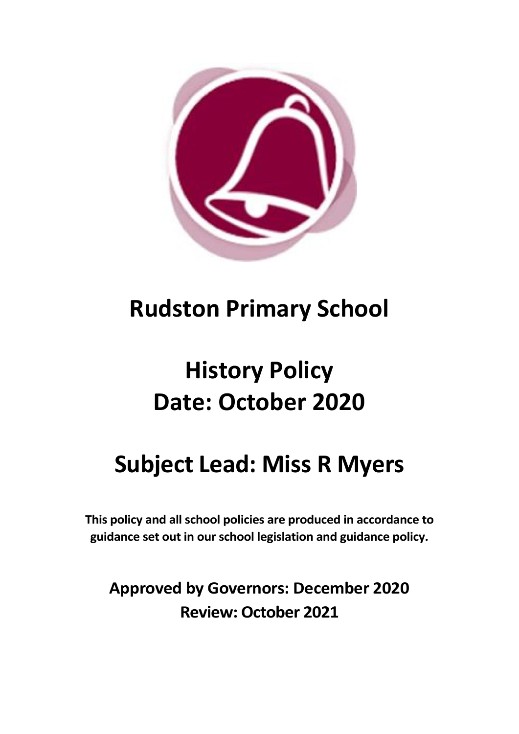# Rudston Primary School

# History Policy
# Date: October 2020

# Subject Lead: Miss R Myers

**This policy and all school policies are produced in accordance to guidance set out in our school legislation and guidance policy.**

**Approved by Governors: December 2020**
**Review: October 2021**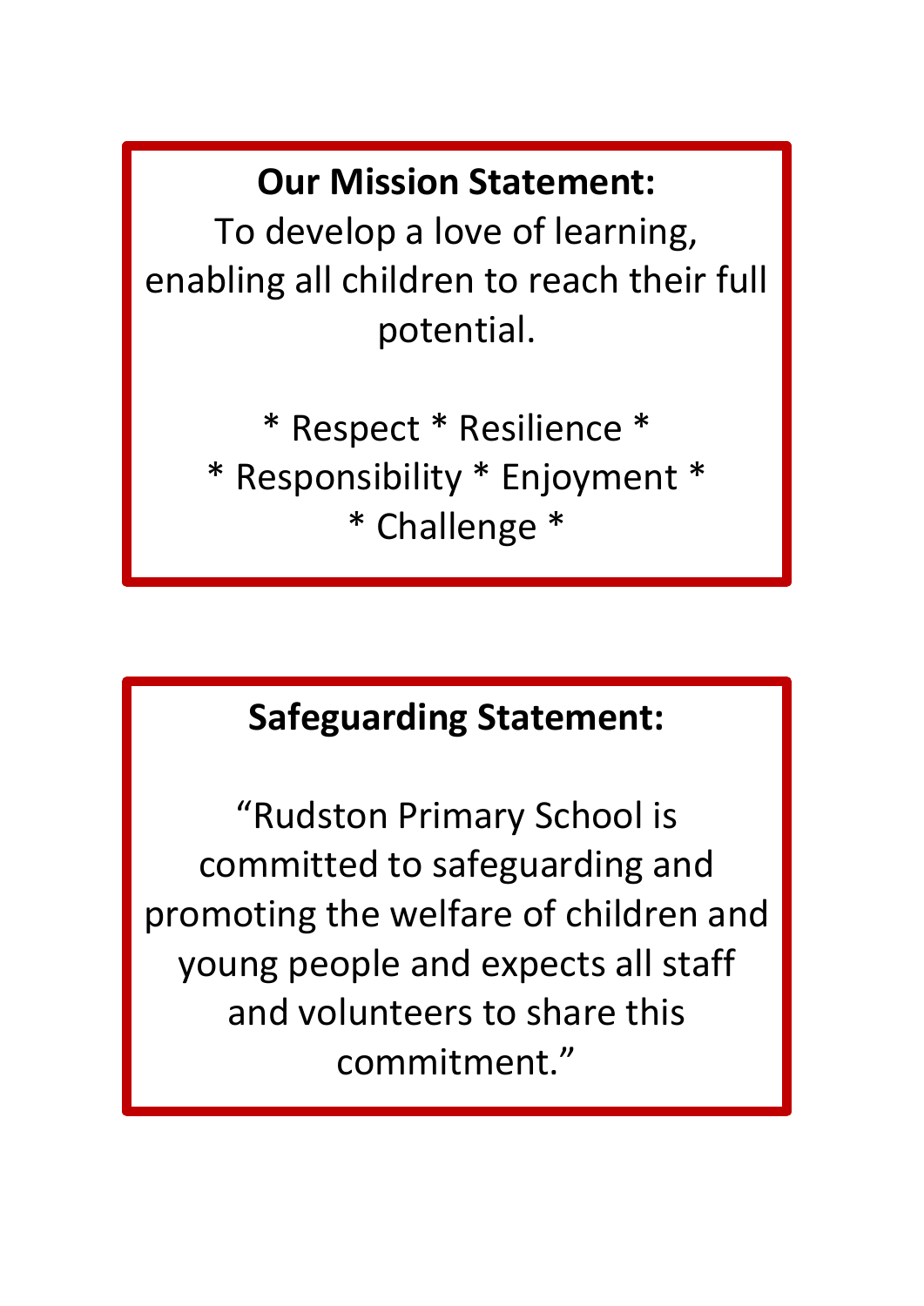**Our Mission Statement:**

To develop a love of learning, enabling all children to reach their full potential.

* Respect * Resilience *
* Responsibility * Enjoyment *
* Challenge *

**Safeguarding Statement:**

"Rudston Primary School is committed to safeguarding and promoting the welfare of children and young people and expects all staff and volunteers to share this commitment."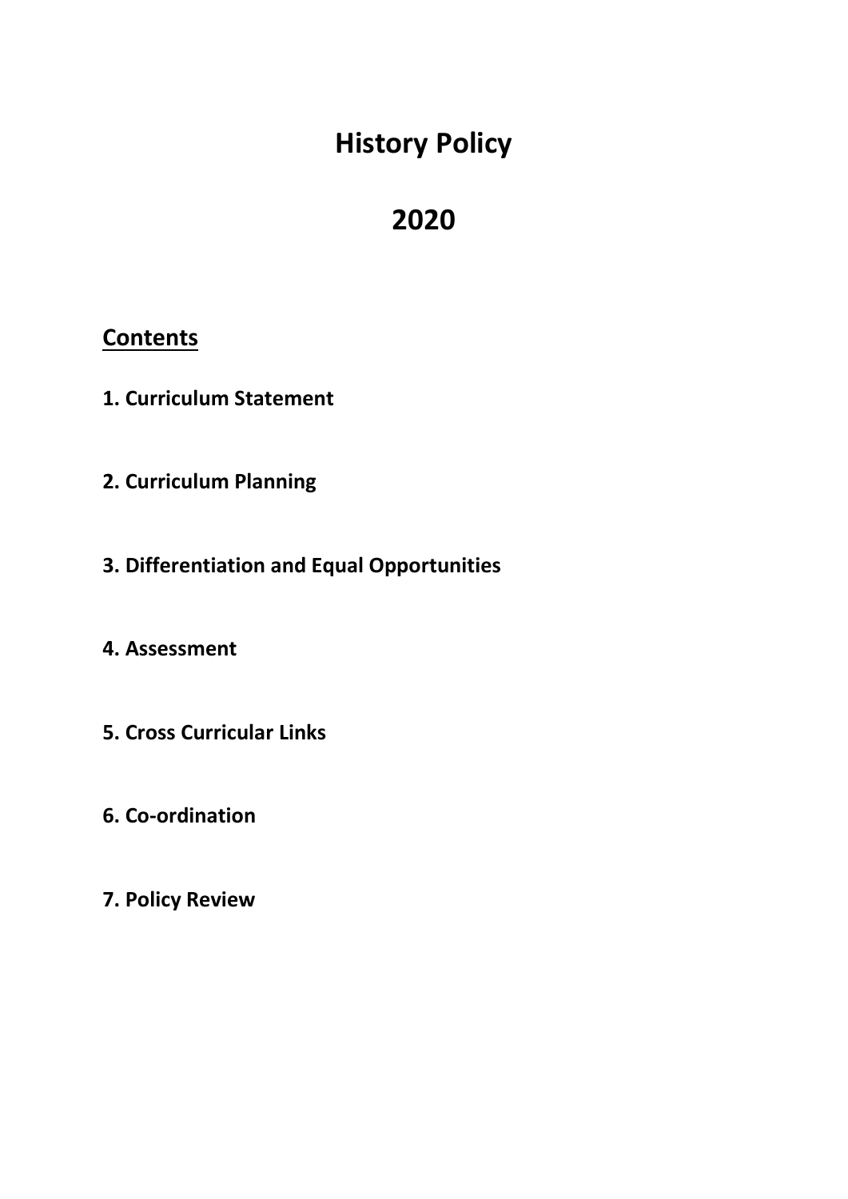# History Policy

# 2020

## Contents

**1. Curriculum Statement**

**2. Curriculum Planning**

**3. Differentiation and Equal Opportunities**

**4. Assessment**

**5. Cross Curricular Links**

**6. Co-ordination**

**7. Policy Review**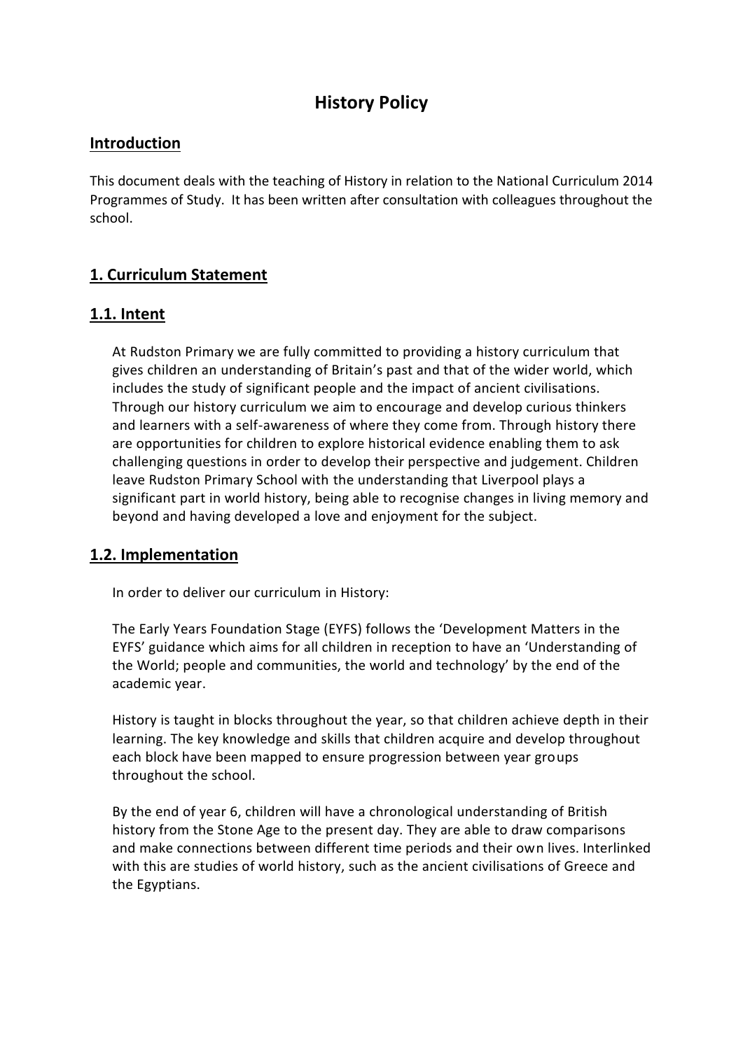# History Policy

## Introduction

This document deals with the teaching of History in relation to the National Curriculum 2014 Programmes of Study. It has been written after consultation with colleagues throughout the school.

## 1. Curriculum Statement

### 1.1. Intent

At Rudston Primary we are fully committed to providing a history curriculum that gives children an understanding of Britain's past and that of the wider world, which includes the study of significant people and the impact of ancient civilisations. Through our history curriculum we aim to encourage and develop curious thinkers and learners with a self-awareness of where they come from. Through history there are opportunities for children to explore historical evidence enabling them to ask challenging questions in order to develop their perspective and judgement. Children leave Rudston Primary School with the understanding that Liverpool plays a significant part in world history, being able to recognise changes in living memory and beyond and having developed a love and enjoyment for the subject.

### 1.2. Implementation

In order to deliver our curriculum in History:

The Early Years Foundation Stage (EYFS) follows the 'Development Matters in the EYFS' guidance which aims for all children in reception to have an 'Understanding of the World; people and communities, the world and technology' by the end of the academic year.

History is taught in blocks throughout the year, so that children achieve depth in their learning. The key knowledge and skills that children acquire and develop throughout each block have been mapped to ensure progression between year groups throughout the school.

By the end of year 6, children will have a chronological understanding of British history from the Stone Age to the present day. They are able to draw comparisons and make connections between different time periods and their own lives. Interlinked with this are studies of world history, such as the ancient civilisations of Greece and the Egyptians.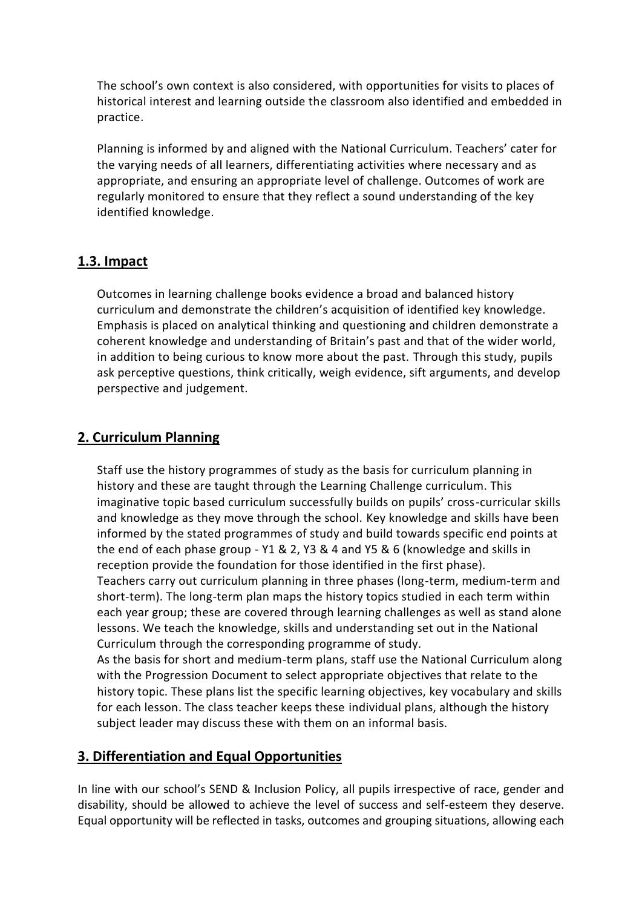The school's own context is also considered, with opportunities for visits to places of historical interest and learning outside the classroom also identified and embedded in practice.

Planning is informed by and aligned with the National Curriculum. Teachers' cater for the varying needs of all learners, differentiating activities where necessary and as appropriate, and ensuring an appropriate level of challenge. Outcomes of work are regularly monitored to ensure that they reflect a sound understanding of the key identified knowledge.

## 1.3. Impact

Outcomes in learning challenge books evidence a broad and balanced history curriculum and demonstrate the children's acquisition of identified key knowledge. Emphasis is placed on analytical thinking and questioning and children demonstrate a coherent knowledge and understanding of Britain's past and that of the wider world, in addition to being curious to know more about the past. Through this study, pupils ask perceptive questions, think critically, weigh evidence, sift arguments, and develop perspective and judgement.

## 2. Curriculum Planning

Staff use the history programmes of study as the basis for curriculum planning in history and these are taught through the Learning Challenge curriculum. This imaginative topic based curriculum successfully builds on pupils' cross-curricular skills and knowledge as they move through the school. Key knowledge and skills have been informed by the stated programmes of study and build towards specific end points at the end of each phase group - Y1 & 2, Y3 & 4 and Y5 & 6 (knowledge and skills in reception provide the foundation for those identified in the first phase).
Teachers carry out curriculum planning in three phases (long-term, medium-term and short-term). The long-term plan maps the history topics studied in each term within each year group; these are covered through learning challenges as well as stand alone lessons. We teach the knowledge, skills and understanding set out in the National Curriculum through the corresponding programme of study.
As the basis for short and medium-term plans, staff use the National Curriculum along with the Progression Document to select appropriate objectives that relate to the history topic. These plans list the specific learning objectives, key vocabulary and skills for each lesson. The class teacher keeps these individual plans, although the history subject leader may discuss these with them on an informal basis.

## 3. Differentiation and Equal Opportunities

In line with our school's SEND & Inclusion Policy, all pupils irrespective of race, gender and disability, should be allowed to achieve the level of success and self-esteem they deserve. Equal opportunity will be reflected in tasks, outcomes and grouping situations, allowing each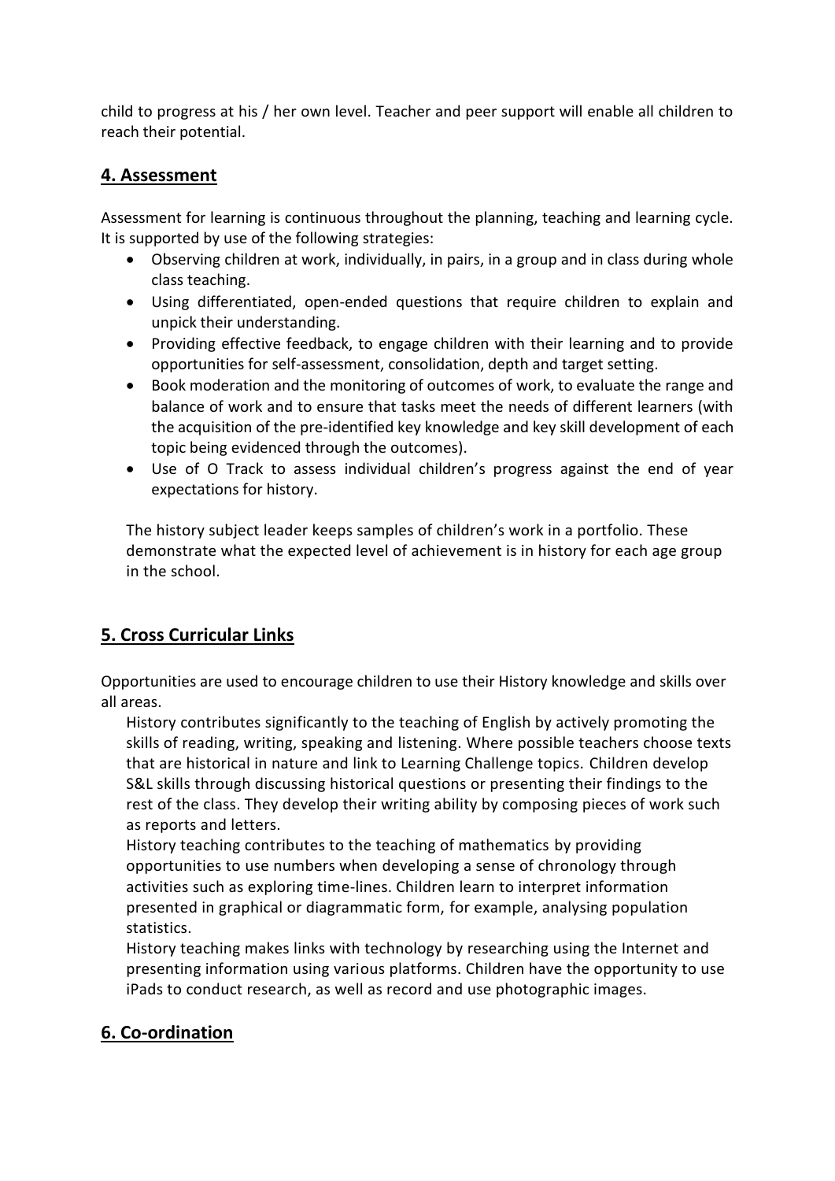child to progress at his / her own level. Teacher and peer support will enable all children to reach their potential.

## 4. Assessment

Assessment for learning is continuous throughout the planning, teaching and learning cycle. It is supported by use of the following strategies:

- Observing children at work, individually, in pairs, in a group and in class during whole class teaching.
- Using differentiated, open-ended questions that require children to explain and unpick their understanding.
- Providing effective feedback, to engage children with their learning and to provide opportunities for self-assessment, consolidation, depth and target setting.
- Book moderation and the monitoring of outcomes of work, to evaluate the range and balance of work and to ensure that tasks meet the needs of different learners (with the acquisition of the pre-identified key knowledge and key skill development of each topic being evidenced through the outcomes).
- Use of O Track to assess individual children's progress against the end of year expectations for history.

The history subject leader keeps samples of children's work in a portfolio. These demonstrate what the expected level of achievement is in history for each age group in the school.

## 5. Cross Curricular Links

Opportunities are used to encourage children to use their History knowledge and skills over all areas.

History contributes significantly to the teaching of English by actively promoting the skills of reading, writing, speaking and listening. Where possible teachers choose texts that are historical in nature and link to Learning Challenge topics. Children develop S&L skills through discussing historical questions or presenting their findings to the rest of the class. They develop their writing ability by composing pieces of work such as reports and letters.

History teaching contributes to the teaching of mathematics by providing opportunities to use numbers when developing a sense of chronology through activities such as exploring time-lines. Children learn to interpret information presented in graphical or diagrammatic form, for example, analysing population statistics.

History teaching makes links with technology by researching using the Internet and presenting information using various platforms. Children have the opportunity to use iPads to conduct research, as well as record and use photographic images.

## 6. Co-ordination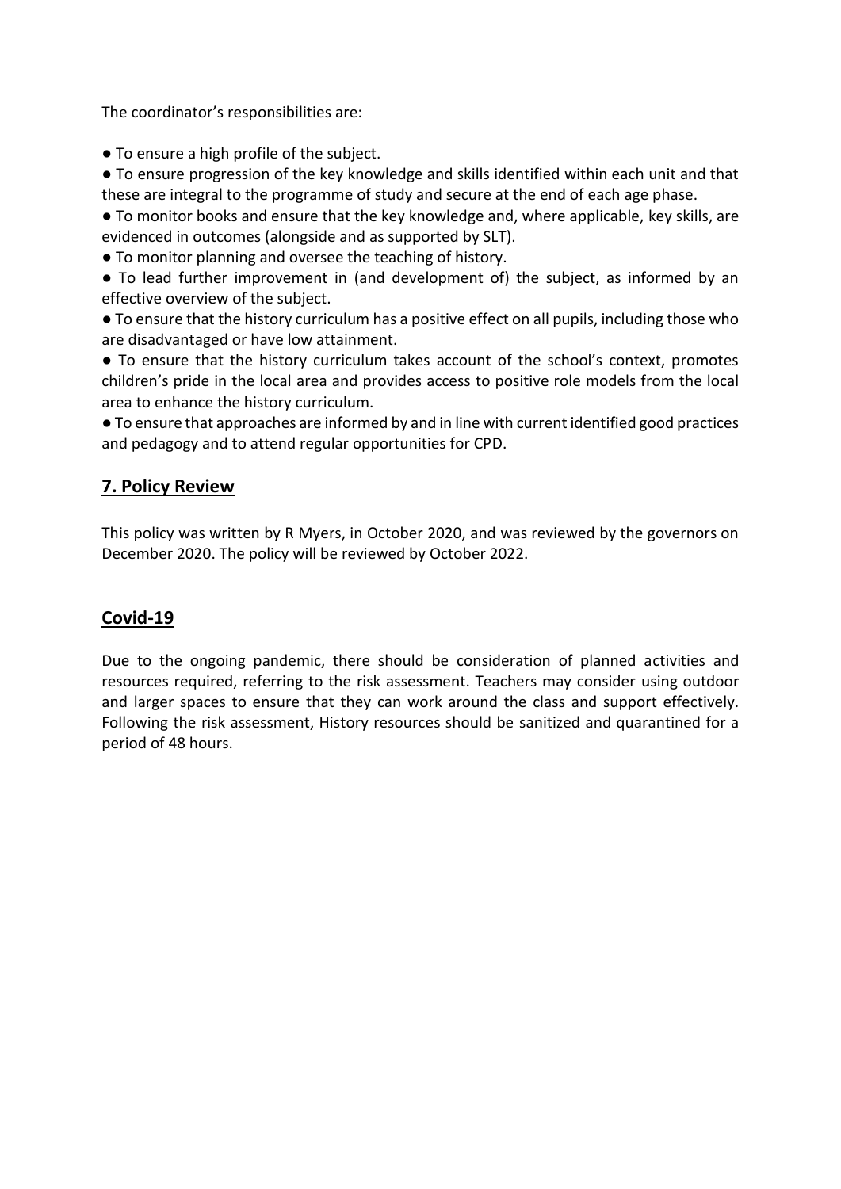The coordinator's responsibilities are:

- To ensure a high profile of the subject.
- To ensure progression of the key knowledge and skills identified within each unit and that these are integral to the programme of study and secure at the end of each age phase.
- To monitor books and ensure that the key knowledge and, where applicable, key skills, are evidenced in outcomes (alongside and as supported by SLT).
- To monitor planning and oversee the teaching of history.
- To lead further improvement in (and development of) the subject, as informed by an effective overview of the subject.
- To ensure that the history curriculum has a positive effect on all pupils, including those who are disadvantaged or have low attainment.
- To ensure that the history curriculum takes account of the school's context, promotes children's pride in the local area and provides access to positive role models from the local area to enhance the history curriculum.
- To ensure that approaches are informed by and in line with current identified good practices and pedagogy and to attend regular opportunities for CPD.

## 7. Policy Review

This policy was written by R Myers, in October 2020, and was reviewed by the governors on December 2020. The policy will be reviewed by October 2022.

## Covid-19

Due to the ongoing pandemic, there should be consideration of planned activities and resources required, referring to the risk assessment. Teachers may consider using outdoor and larger spaces to ensure that they can work around the class and support effectively. Following the risk assessment, History resources should be sanitized and quarantined for a period of 48 hours.